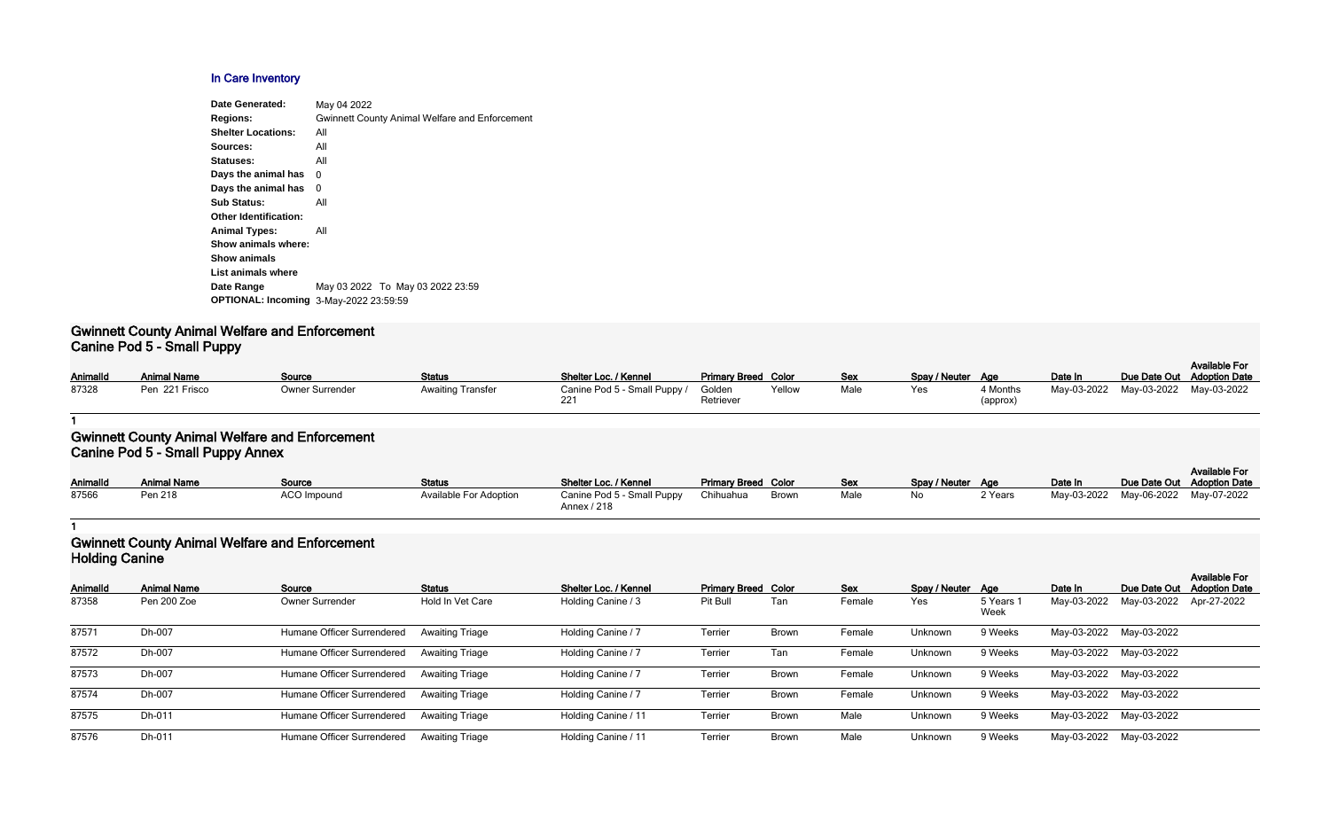## In Care Inventory

**Date Generated:** May 04 2022
**Regions:** Gwinnett County Animal Welfare and Enforcement
**Shelter Locations:** All
**Sources:** All
**Statuses:** All
**Days the animal has** 0
**Days the animal has** 0
**Sub Status:** All
**Other Identification:**
**Animal Types:** All
**Show animals where:**
**Show animals**
**List animals where**
**Date Range** May 03 2022 To May 03 2022 23:59
**OPTIONAL: Incoming** 3-May-2022 23:59:59

### Gwinnett County Animal Welfare and Enforcement
### Canine Pod 5 - Small Puppy

| AnimalId | Animal Name | Source | Status | Shelter Loc. / Kennel | Primary Breed | Color | Sex | Spay / Neuter | Age | Date In | Due Date Out | Available For Adoption Date |
|---|---|---|---|---|---|---|---|---|---|---|---|---|
| 87328 | Pen 221 Frisco | Owner Surrender | Awaiting Transfer | Canine Pod 5 - Small Puppy / 221 | Golden Retriever | Yellow | Male | Yes | 4 Months (approx) | May-03-2022 | May-03-2022 | May-03-2022 |

1

### Gwinnett County Animal Welfare and Enforcement
### Canine Pod 5 - Small Puppy Annex

| AnimalId | Animal Name | Source | Status | Shelter Loc. / Kennel | Primary Breed | Color | Sex | Spay / Neuter | Age | Date In | Due Date Out | Available For Adoption Date |
|---|---|---|---|---|---|---|---|---|---|---|---|---|
| 87566 | Pen 218 | ACO Impound | Available For Adoption | Canine Pod 5 - Small Puppy Annex / 218 | Chihuahua | Brown | Male | No | 2 Years | May-03-2022 | May-06-2022 | May-07-2022 |

1

### Gwinnett County Animal Welfare and Enforcement
### Holding Canine

| AnimalId | Animal Name | Source | Status | Shelter Loc. / Kennel | Primary Breed | Color | Sex | Spay / Neuter | Age | Date In | Due Date Out | Available For Adoption Date |
|---|---|---|---|---|---|---|---|---|---|---|---|---|
| 87358 | Pen 200 Zoe | Owner Surrender | Hold In Vet Care | Holding Canine / 3 | Pit Bull | Tan | Female | Yes | 5 Years 1 Week | May-03-2022 | May-03-2022 | Apr-27-2022 |
| 87571 | Dh-007 | Humane Officer Surrendered | Awaiting Triage | Holding Canine / 7 | Terrier | Brown | Female | Unknown | 9 Weeks | May-03-2022 | May-03-2022 | |
| 87572 | Dh-007 | Humane Officer Surrendered | Awaiting Triage | Holding Canine / 7 | Terrier | Tan | Female | Unknown | 9 Weeks | May-03-2022 | May-03-2022 | |
| 87573 | Dh-007 | Humane Officer Surrendered | Awaiting Triage | Holding Canine / 7 | Terrier | Brown | Female | Unknown | 9 Weeks | May-03-2022 | May-03-2022 | |
| 87574 | Dh-007 | Humane Officer Surrendered | Awaiting Triage | Holding Canine / 7 | Terrier | Brown | Female | Unknown | 9 Weeks | May-03-2022 | May-03-2022 | |
| 87575 | Dh-011 | Humane Officer Surrendered | Awaiting Triage | Holding Canine / 11 | Terrier | Brown | Male | Unknown | 9 Weeks | May-03-2022 | May-03-2022 | |
| 87576 | Dh-011 | Humane Officer Surrendered | Awaiting Triage | Holding Canine / 11 | Terrier | Brown | Male | Unknown | 9 Weeks | May-03-2022 | May-03-2022 | |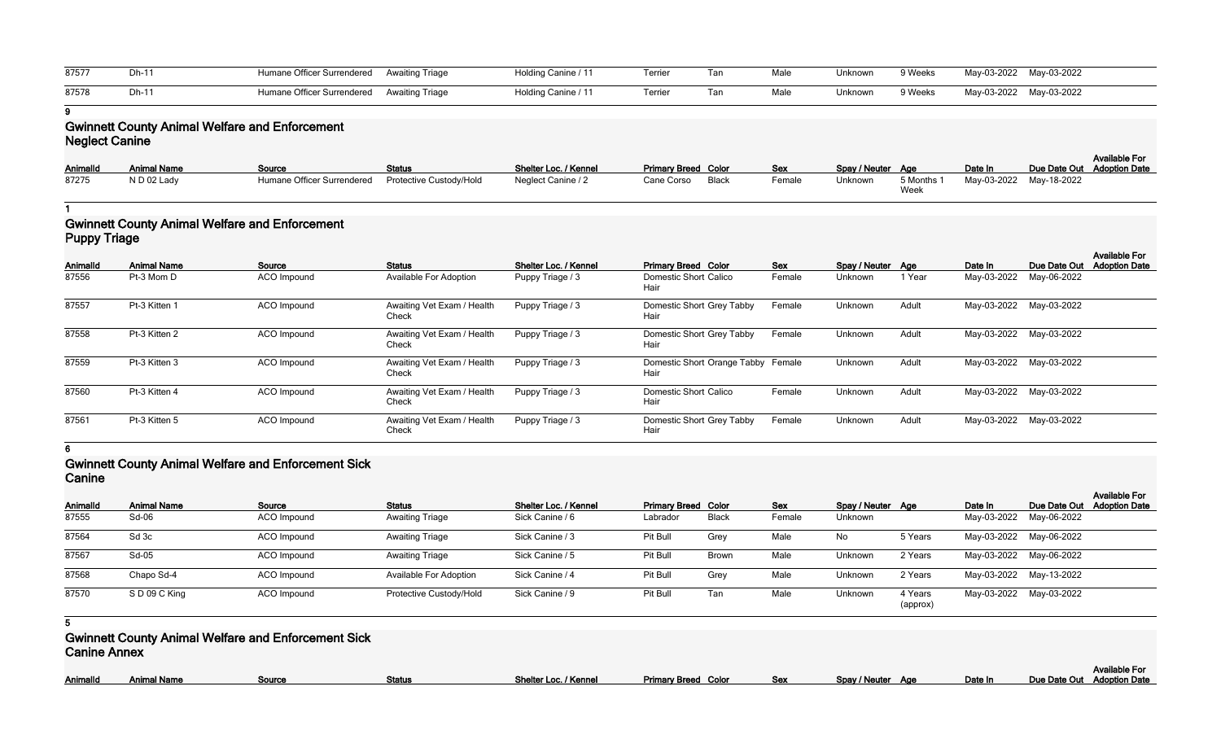| 87577 | Dh-11 | Humane Officer Surrendered | Awaiting Triage | Holding Canine / 11 | Terrier | Tan | Male | Unknown | 9 Weeks | May-03-2022 | May-03-2022 | |
|---|---|---|---|---|---|---|---|---|---|---|---|---|
| 87578 | Dh-11 | Humane Officer Surrendered | Awaiting Triage | Holding Canine / 11 | Terrier | Tan | Male | Unknown | 9 Weeks | May-03-2022 | May-03-2022 | |

9

## Gwinnett County Animal Welfare and Enforcement Neglect Canine

| AnimalId | Animal Name | Source | Status | Shelter Loc. / Kennel | Primary Breed | Color | Sex | Spay / Neuter | Age | Date In | Due Date Out | Available For Adoption Date |
|---|---|---|---|---|---|---|---|---|---|---|---|---|
| 87275 | N D 02 Lady | Humane Officer Surrendered | Protective Custody/Hold | Neglect Canine / 2 | Cane Corso | Black | Female | Unknown | 5 Months 1 Week | May-03-2022 | May-18-2022 | |

1

## Gwinnett County Animal Welfare and Enforcement Puppy Triage

| AnimalId | Animal Name | Source | Status | Shelter Loc. / Kennel | Primary Breed | Color | Sex | Spay / Neuter | Age | Date In | Due Date Out | Available For Adoption Date |
|---|---|---|---|---|---|---|---|---|---|---|---|---|
| 87556 | Pt-3 Mom D | ACO Impound | Available For Adoption | Puppy Triage / 3 | Domestic Short Hair | Calico | Female | Unknown | 1 Year | May-03-2022 | May-06-2022 | |
| 87557 | Pt-3 Kitten 1 | ACO Impound | Awaiting Vet Exam / Health Check | Puppy Triage / 3 | Domestic Short Hair | Grey Tabby | Female | Unknown | Adult | May-03-2022 | May-03-2022 | |
| 87558 | Pt-3 Kitten 2 | ACO Impound | Awaiting Vet Exam / Health Check | Puppy Triage / 3 | Domestic Short Hair | Grey Tabby | Female | Unknown | Adult | May-03-2022 | May-03-2022 | |
| 87559 | Pt-3 Kitten 3 | ACO Impound | Awaiting Vet Exam / Health Check | Puppy Triage / 3 | Domestic Short Hair | Orange Tabby | Female | Unknown | Adult | May-03-2022 | May-03-2022 | |
| 87560 | Pt-3 Kitten 4 | ACO Impound | Awaiting Vet Exam / Health Check | Puppy Triage / 3 | Domestic Short Hair | Calico | Female | Unknown | Adult | May-03-2022 | May-03-2022 | |
| 87561 | Pt-3 Kitten 5 | ACO Impound | Awaiting Vet Exam / Health Check | Puppy Triage / 3 | Domestic Short Hair | Grey Tabby | Female | Unknown | Adult | May-03-2022 | May-03-2022 | |

6

## Gwinnett County Animal Welfare and Enforcement Sick Canine

| AnimalId | Animal Name | Source | Status | Shelter Loc. / Kennel | Primary Breed | Color | Sex | Spay / Neuter | Age | Date In | Due Date Out | Available For Adoption Date |
|---|---|---|---|---|---|---|---|---|---|---|---|---|
| 87555 | Sd-06 | ACO Impound | Awaiting Triage | Sick Canine / 6 | Labrador | Black | Female | Unknown | | May-03-2022 | May-06-2022 | |
| 87564 | Sd 3c | ACO Impound | Awaiting Triage | Sick Canine / 3 | Pit Bull | Grey | Male | No | 5 Years | May-03-2022 | May-06-2022 | |
| 87567 | Sd-05 | ACO Impound | Awaiting Triage | Sick Canine / 5 | Pit Bull | Brown | Male | Unknown | 2 Years | May-03-2022 | May-06-2022 | |
| 87568 | Chapo Sd-4 | ACO Impound | Available For Adoption | Sick Canine / 4 | Pit Bull | Grey | Male | Unknown | 2 Years | May-03-2022 | May-13-2022 | |
| 87570 | S D 09 C King | ACO Impound | Protective Custody/Hold | Sick Canine / 9 | Pit Bull | Tan | Male | Unknown | 4 Years (approx) | May-03-2022 | May-03-2022 | |

5

## Gwinnett County Animal Welfare and Enforcement Sick Canine Annex

| AnimalId | Animal Name | Source | Status | Shelter Loc. / Kennel | Primary Breed | Color | Sex | Spay / Neuter | Age | Date In | Due Date Out | Available For Adoption Date |
|---|---|---|---|---|---|---|---|---|---|---|---|---|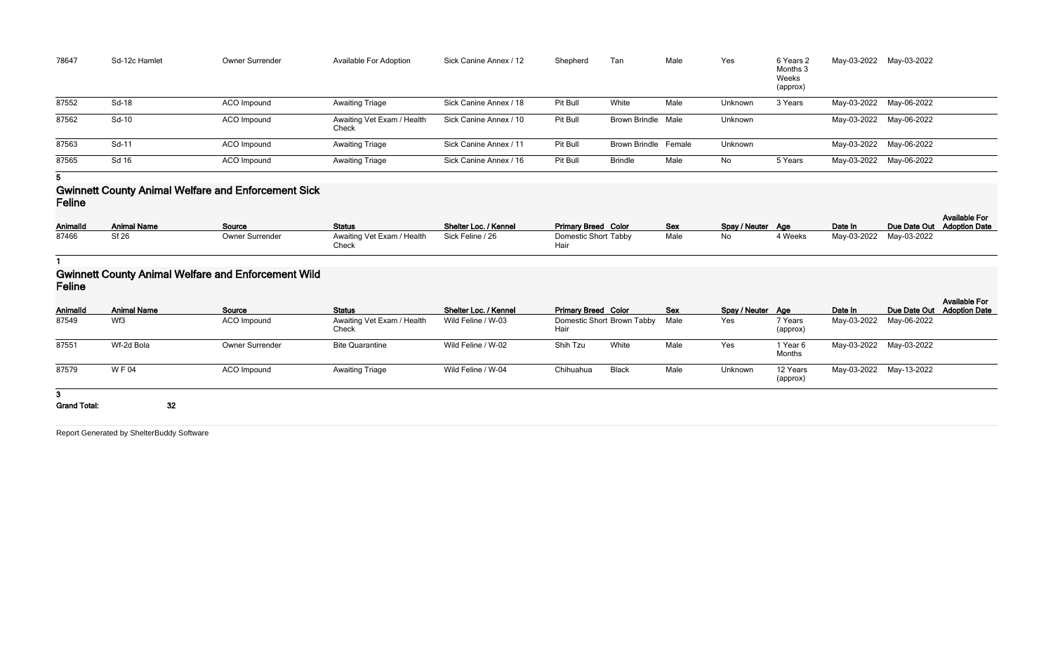| AnimalId | Animal Name | Source | Status | Shelter Loc. / Kennel | Primary Breed | Color | Sex | Spay / Neuter | Age | Date In | Due Date Out | Available For Adoption Date |
|---|---|---|---|---|---|---|---|---|---|---|---|---|
| 78647 | Sd-12c Hamlet | Owner Surrender | Available For Adoption | Sick Canine Annex / 12 | Shepherd | Tan | Male | Yes | 6 Years 2 Months 3 Weeks (approx) | May-03-2022 | May-03-2022 | |
| 87552 | Sd-18 | ACO Impound | Awaiting Triage | Sick Canine Annex / 18 | Pit Bull | White | Male | Unknown | 3 Years | May-03-2022 | May-06-2022 | |
| 87562 | Sd-10 | ACO Impound | Awaiting Vet Exam / Health Check | Sick Canine Annex / 10 | Pit Bull | Brown Brindle | Male | Unknown | | May-03-2022 | May-06-2022 | |
| 87563 | Sd-11 | ACO Impound | Awaiting Triage | Sick Canine Annex / 11 | Pit Bull | Brown Brindle | Female | Unknown | | May-03-2022 | May-06-2022 | |
| 87565 | Sd 16 | ACO Impound | Awaiting Triage | Sick Canine Annex / 16 | Pit Bull | Brindle | Male | No | 5 Years | May-03-2022 | May-06-2022 | |

**5**

## Gwinnett County Animal Welfare and Enforcement Sick Feline

| AnimalId | Animal Name | Source | Status | Shelter Loc. / Kennel | Primary Breed | Color | Sex | Spay / Neuter | Age | Date In | Due Date Out | Available For Adoption Date |
|---|---|---|---|---|---|---|---|---|---|---|---|---|
| 87466 | Sf 26 | Owner Surrender | Awaiting Vet Exam / Health Check | Sick Feline / 26 | Domestic Short Hair | Tabby | Male | No | 4 Weeks | May-03-2022 | May-03-2022 | |

**1**

## Gwinnett County Animal Welfare and Enforcement Wild Feline

| AnimalId | Animal Name | Source | Status | Shelter Loc. / Kennel | Primary Breed | Color | Sex | Spay / Neuter | Age | Date In | Due Date Out | Available For Adoption Date |
|---|---|---|---|---|---|---|---|---|---|---|---|---|
| 87549 | Wf3 | ACO Impound | Awaiting Vet Exam / Health Check | Wild Feline / W-03 | Domestic Short Hair | Brown Tabby | Male | Yes | 7 Years (approx) | May-03-2022 | May-06-2022 | |
| 87551 | Wf-2d Bola | Owner Surrender | Bite Quarantine | Wild Feline / W-02 | Shih Tzu | White | Male | Yes | 1 Year 6 Months | May-03-2022 | May-03-2022 | |
| 87579 | W F 04 | ACO Impound | Awaiting Triage | Wild Feline / W-04 | Chihuahua | Black | Male | Unknown | 12 Years (approx) | May-03-2022 | May-13-2022 | |

**3**

**Grand Total:** **32**

Report Generated by ShelterBuddy Software